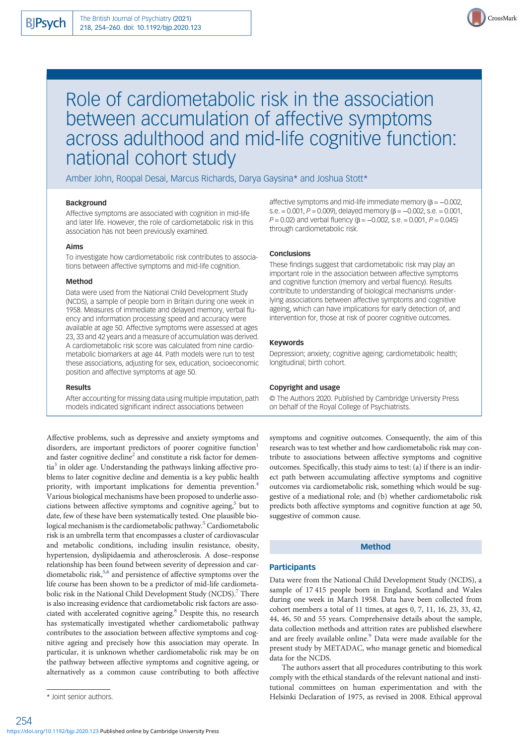# Role of cardiometabolic risk in the association between accumulation of affective symptoms across adulthood and mid-life cognitive function: national cohort study

Amber John, Roopal Desai, Marcus Richards, Darya Gaysina* and Joshua Stott*

### Background

Affective symptoms are associated with cognition in mid-life and later life. However, the role of cardiometabolic risk in this association has not been previously examined.

### Aims

To investigate how cardiometabolic risk contributes to associations between affective symptoms and mid-life cognition.

### Method

Data were used from the National Child Development Study (NCDS), a sample of people born in Britain during one week in 1958. Measures of immediate and delayed memory, verbal fluency and information processing speed and accuracy were available at age 50. Affective symptoms were assessed at ages 23, 33 and 42 years and a measure of accumulation was derived. A cardiometabolic risk score was calculated from nine cardiometabolic biomarkers at age 44. Path models were run to test these associations, adjusting for sex, education, socioeconomic position and affective symptoms at age 50.

### Results

After accounting for missing data using multiple imputation, path models indicated significant indirect associations between affective symptoms and mid-life immediate memory (β = −0.002, s.e. = 0.001, $P = 0.009$), delayed memory (β = −0.002, s.e. = 0.001, $P = 0.02$) and verbal fluency (β = −0.002, s.e. = 0.001, $P = 0.045$) through cardiometabolic risk.

### Conclusions

These findings suggest that cardiometabolic risk may play an important role in the association between affective symptoms and cognitive function (memory and verbal fluency). Results contribute to understanding of biological mechanisms underlying associations between affective symptoms and cognitive ageing, which can have implications for early detection of, and intervention for, those at risk of poorer cognitive outcomes.

### Keywords

Depression; anxiety; cognitive ageing; cardiometabolic health; longitudinal; birth cohort.

### Copyright and usage

© The Authors 2020. Published by Cambridge University Press on behalf of the Royal College of Psychiatrists.

Affective problems, such as depressive and anxiety symptoms and disorders, are important predictors of poorer cognitive function[1] and faster cognitive decline[2] and constitute a risk factor for dementia[3] in older age. Understanding the pathways linking affective problems to later cognitive decline and dementia is a key public health priority, with important implications for dementia prevention.[4] Various biological mechanisms have been proposed to underlie associations between affective symptoms and cognitive ageing,[5] but to date, few of these have been systematically tested. One plausible biological mechanism is the cardiometabolic pathway.[5] Cardiometabolic risk is an umbrella term that encompasses a cluster of cardiovascular and metabolic conditions, including insulin resistance, obesity, hypertension, dyslipidaemia and atherosclerosis. A dose–response relationship has been found between severity of depression and cardiometabolic risk,[5,6] and persistence of affective symptoms over the life course has been shown to be a predictor of mid-life cardiometabolic risk in the National Child Development Study (NCDS).[7] There is also increasing evidence that cardiometabolic risk factors are associated with accelerated cognitive ageing.[8] Despite this, no research has systematically investigated whether cardiometabolic pathway contributes to the association between affective symptoms and cognitive ageing and precisely how this association may operate. In particular, it is unknown whether cardiometabolic risk may be on the pathway between affective symptoms and cognitive ageing, or alternatively as a common cause contributing to both affective symptoms and cognitive outcomes. Consequently, the aim of this research was to test whether and how cardiometabolic risk may contribute to associations between affective symptoms and cognitive outcomes. Specifically, this study aims to test: (a) if there is an indirect path between accumulating affective symptoms and cognitive outcomes via cardiometabolic risk, something which would be suggestive of a mediational role; and (b) whether cardiometabolic risk predicts both affective symptoms and cognitive function at age 50, suggestive of common cause.

## Method

### Participants

Data were from the National Child Development Study (NCDS), a sample of 17 415 people born in England, Scotland and Wales during one week in March 1958. Data have been collected from cohort members a total of 11 times, at ages 0, 7, 11, 16, 23, 33, 42, 44, 46, 50 and 55 years. Comprehensive details about the sample, data collection methods and attrition rates are published elsewhere and are freely available online.[9] Data were made available for the present study by METADAC, who manage genetic and biomedical data for the NCDS.

The authors assert that all procedures contributing to this work comply with the ethical standards of the relevant national and institutional committees on human experimentation and with the Helsinki Declaration of 1975, as revised in 2008. Ethical approval

\* Joint senior authors.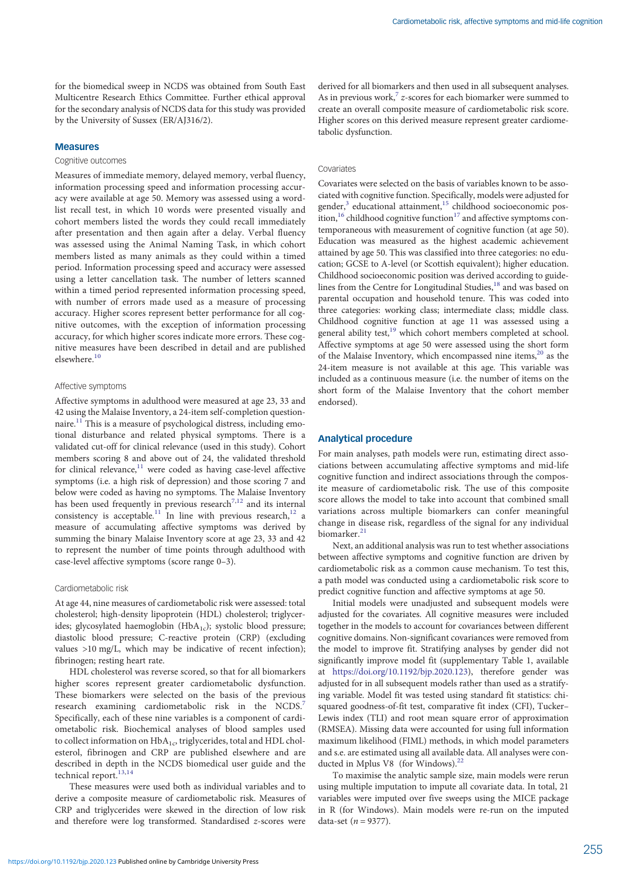for the biomedical sweep in NCDS was obtained from South East Multicentre Research Ethics Committee. Further ethical approval for the secondary analysis of NCDS data for this study was provided by the University of Sussex (ER/AJ316/2).

## Measures

### Cognitive outcomes

Measures of immediate memory, delayed memory, verbal fluency, information processing speed and information processing accuracy were available at age 50. Memory was assessed using a word-list recall test, in which 10 words were presented visually and cohort members listed the words they could recall immediately after presentation and then again after a delay. Verbal fluency was assessed using the Animal Naming Task, in which cohort members listed as many animals as they could within a timed period. Information processing speed and accuracy were assessed using a letter cancellation task. The number of letters scanned within a timed period represented information processing speed, with number of errors made used as a measure of processing accuracy. Higher scores represent better performance for all cognitive outcomes, with the exception of information processing accuracy, for which higher scores indicate more errors. These cognitive measures have been described in detail and are published elsewhere.[10]

### Affective symptoms

Affective symptoms in adulthood were measured at age 23, 33 and 42 using the Malaise Inventory, a 24-item self-completion questionnaire.[11] This is a measure of psychological distress, including emotional disturbance and related physical symptoms. There is a validated cut-off for clinical relevance (used in this study). Cohort members scoring 8 and above out of 24, the validated threshold for clinical relevance,[11] were coded as having case-level affective symptoms (i.e. a high risk of depression) and those scoring 7 and below were coded as having no symptoms. The Malaise Inventory has been used frequently in previous research[7,12] and its internal consistency is acceptable.[11] In line with previous research,[12] a measure of accumulating affective symptoms was derived by summing the binary Malaise Inventory score at age 23, 33 and 42 to represent the number of time points through adulthood with case-level affective symptoms (score range 0–3).

### Cardiometabolic risk

At age 44, nine measures of cardiometabolic risk were assessed: total cholesterol; high-density lipoprotein (HDL) cholesterol; triglycerides; glycosylated haemoglobin ($HbA_{1c}$); systolic blood pressure; diastolic blood pressure; C-reactive protein (CRP) (excluding values >10 mg/L, which may be indicative of recent infection); fibrinogen; resting heart rate.

HDL cholesterol was reverse scored, so that for all biomarkers higher scores represent greater cardiometabolic dysfunction. These biomarkers were selected on the basis of the previous research examining cardiometabolic risk in the NCDS.[7] Specifically, each of these nine variables is a component of cardiometabolic risk. Biochemical analyses of blood samples used to collect information on $HbA_{1c}$, triglycerides, total and HDL cholesterol, fibrinogen and CRP are published elsewhere and are described in depth in the NCDS biomedical user guide and the technical report.[13,14]

These measures were used both as individual variables and to derive a composite measure of cardiometabolic risk. Measures of CRP and triglycerides were skewed in the direction of low risk and therefore were log transformed. Standardised z-scores were derived for all biomarkers and then used in all subsequent analyses. As in previous work,[7] z-scores for each biomarker were summed to create an overall composite measure of cardiometabolic risk score. Higher scores on this derived measure represent greater cardiometabolic dysfunction.

### Covariates

Covariates were selected on the basis of variables known to be associated with cognitive function. Specifically, models were adjusted for gender,[3] educational attainment,[15] childhood socioeconomic position,[16] childhood cognitive function[17] and affective symptoms contemporaneous with measurement of cognitive function (at age 50). Education was measured as the highest academic achievement attained by age 50. This was classified into three categories: no education; GCSE to A-level (or Scottish equivalent); higher education. Childhood socioeconomic position was derived according to guidelines from the Centre for Longitudinal Studies,[18] and was based on parental occupation and household tenure. This was coded into three categories: working class; intermediate class; middle class. Childhood cognitive function at age 11 was assessed using a general ability test,[19] which cohort members completed at school. Affective symptoms at age 50 were assessed using the short form of the Malaise Inventory, which encompassed nine items,[20] as the 24-item measure is not available at this age. This variable was included as a continuous measure (i.e. the number of items on the short form of the Malaise Inventory that the cohort member endorsed).

## Analytical procedure

For main analyses, path models were run, estimating direct associations between accumulating affective symptoms and mid-life cognitive function and indirect associations through the composite measure of cardiometabolic risk. The use of this composite score allows the model to take into account that combined small variations across multiple biomarkers can confer meaningful change in disease risk, regardless of the signal for any individual biomarker.[21]

Next, an additional analysis was run to test whether associations between affective symptoms and cognitive function are driven by cardiometabolic risk as a common cause mechanism. To test this, a path model was conducted using a cardiometabolic risk score to predict cognitive function and affective symptoms at age 50.

Initial models were unadjusted and subsequent models were adjusted for the covariates. All cognitive measures were included together in the models to account for covariances between different cognitive domains. Non-significant covariances were removed from the model to improve fit. Stratifying analyses by gender did not significantly improve model fit (supplementary Table 1, available at https://doi.org/10.1192/bjp.2020.123), therefore gender was adjusted for in all subsequent models rather than used as a stratifying variable. Model fit was tested using standard fit statistics: chi-squared goodness-of-fit test, comparative fit index (CFI), Tucker–Lewis index (TLI) and root mean square error of approximation (RMSEA). Missing data were accounted for using full information maximum likelihood (FIML) methods, in which model parameters and s.e. are estimated using all available data. All analyses were conducted in Mplus V8 (for Windows).[22]

To maximise the analytic sample size, main models were rerun using multiple imputation to impute all covariate data. In total, 21 variables were imputed over five sweeps using the MICE package in R (for Windows). Main models were re-run on the imputed data-set ($n = 9377$).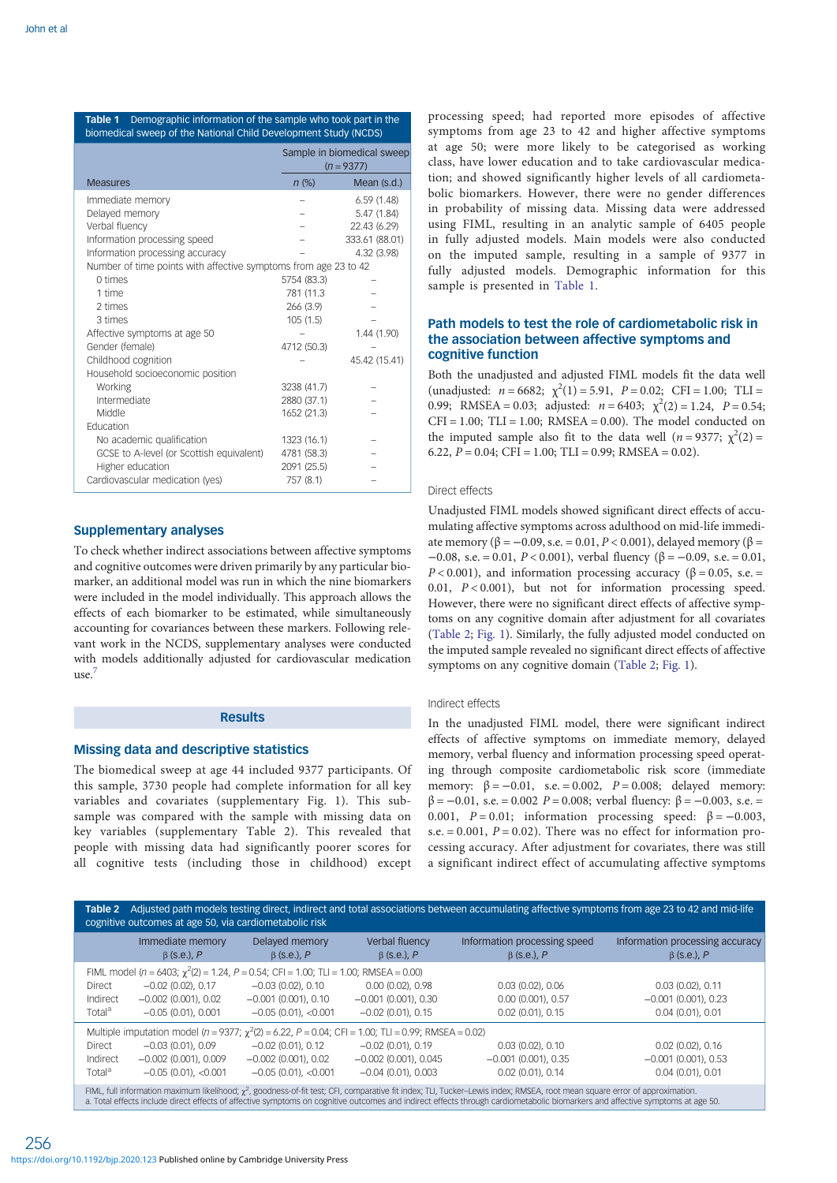**Table 1** Demographic information of the sample who took part in the biomedical sweep of the National Child Development Study (NCDS)

| Measures | Sample in biomedical sweep (*n* = 9377) | |
|---|---|---|
| | *n* (%) | Mean (s.d.) |
| Immediate memory | – | 6.59 (1.48) |
| Delayed memory | – | 5.47 (1.84) |
| Verbal fluency | – | 22.43 (6.29) |
| Information processing speed | – | 333.61 (88.01) |
| Information processing accuracy | – | 4.32 (3.98) |
| Number of time points with affective symptoms from age 23 to 42 | | |
| 0 times | 5754 (83.3) | – |
| 1 time | 781 (11.3 | – |
| 2 times | 266 (3.9) | – |
| 3 times | 105 (1.5) | – |
| Affective symptoms at age 50 | – | 1.44 (1.90) |
| Gender (female) | 4712 (50.3) | – |
| Childhood cognition | – | 45.42 (15.41) |
| Household socioeconomic position | | |
| Working | 3238 (41.7) | – |
| Intermediate | 2880 (37.1) | – |
| Middle | 1652 (21.3) | – |
| Education | | |
| No academic qualification | 1323 (16.1) | – |
| GCSE to A-level (or Scottish equivalent) | 4781 (58.3) | – |
| Higher education | 2091 (25.5) | – |
| Cardiovascular medication (yes) | 757 (8.1) | – |

## Supplementary analyses

To check whether indirect associations between affective symptoms and cognitive outcomes were driven primarily by any particular biomarker, an additional model was run in which the nine biomarkers were included in the model individually. This approach allows the effects of each biomarker to be estimated, while simultaneously accounting for covariances between these markers. Following relevant work in the NCDS, supplementary analyses were conducted with models additionally adjusted for cardiovascular medication use.[7]

# Results

## Missing data and descriptive statistics

The biomedical sweep at age 44 included 9377 participants. Of this sample, 3730 people had complete information for all key variables and covariates (supplementary Fig. 1). This subsample was compared with the sample with missing data on key variables (supplementary Table 2). This revealed that people with missing data had significantly poorer scores for all cognitive tests (including those in childhood) except processing speed; had reported more episodes of affective symptoms from age 23 to 42 and higher affective symptoms at age 50; were more likely to be categorised as working class, have lower education and to take cardiovascular medication; and showed significantly higher levels of all cardiometabolic biomarkers. However, there were no gender differences in probability of missing data. Missing data were addressed using FIML, resulting in an analytic sample of 6405 people in fully adjusted models. Main models were also conducted on the imputed sample, resulting in a sample of 9377 in fully adjusted models. Demographic information for this sample is presented in Table 1.

## Path models to test the role of cardiometabolic risk in the association between affective symptoms and cognitive function

Both the unadjusted and adjusted FIML models fit the data well (unadjusted: $n = 6682$; $\chi^2(1) = 5.91$, $P = 0.02$; CFI = 1.00; TLI = 0.99; RMSEA = 0.03; adjusted: $n = 6403$; $\chi^2(2) = 1.24$, $P = 0.54$; CFI = 1.00; TLI = 1.00; RMSEA = 0.00). The model conducted on the imputed sample also fit to the data well ($n = 9377$; $\chi^2(2) = 6.22$, $P = 0.04$; CFI = 1.00; TLI = 0.99; RMSEA = 0.02).

### Direct effects

Unadjusted FIML models showed significant direct effects of accumulating affective symptoms across adulthood on mid-life immediate memory (β = −0.09, s.e. = 0.01, $P < 0.001$), delayed memory (β = −0.08, s.e. = 0.01, $P < 0.001$), verbal fluency (β = −0.09, s.e. = 0.01, $P < 0.001$), and information processing accuracy (β = 0.05, s.e. = 0.01, $P < 0.001$), but not for information processing speed. However, there were no significant direct effects of affective symptoms on any cognitive domain after adjustment for all covariates (Table 2; Fig. 1). Similarly, the fully adjusted model conducted on the imputed sample revealed no significant direct effects of affective symptoms on any cognitive domain (Table 2; Fig. 1).

### Indirect effects

In the unadjusted FIML model, there were significant indirect effects of affective symptoms on immediate memory, delayed memory, verbal fluency and information processing speed operating through composite cardiometabolic risk score (immediate memory: β = −0.01, s.e. = 0.002, $P = 0.008$; delayed memory: β = −0.01, s.e. = 0.002 $P = 0.008$; verbal fluency: β = −0.003, s.e. = 0.001, $P = 0.01$; information processing speed: β = −0.003, s.e. = 0.001, $P = 0.02$). There was no effect for information processing accuracy. After adjustment for covariates, there was still a significant indirect effect of accumulating affective symptoms

**Table 2** Adjusted path models testing direct, indirect and total associations between accumulating affective symptoms from age 23 to 42 and mid-life cognitive outcomes at age 50, via cardiometabolic risk

| | Immediate memory β (s.e.), *P* | Delayed memory β (s.e.), *P* | Verbal fluency β (s.e.), *P* | Information processing speed β (s.e.), *P* | Information processing accuracy β (s.e.), *P* |
|---|---|---|---|---|---|
| FIML model ($n = 6403$; $\chi^2(2) = 1.24$, $P = 0.54$; CFI = 1.00; TLI = 1.00; RMSEA = 0.00) | | | | | |
| Direct | −0.02 (0.02), 0.17 | −0.03 (0.02), 0.10 | 0.00 (0.02), 0.98 | 0.03 (0.02), 0.06 | 0.03 (0.02), 0.11 |
| Indirect | −0.002 (0.001), 0.02 | −0.001 (0.001), 0.10 | −0.001 (0.001), 0.30 | 0.00 (0.001), 0.57 | −0.001 (0.001), 0.23 |
| Total[a] | −0.05 (0.01), 0.001 | −0.05 (0.01), <0.001 | −0.02 (0.01), 0.15 | 0.02 (0.01), 0.15 | 0.04 (0.01), 0.01 |
| Multiple imputation model ($n = 9377$; $\chi^2(2) = 6.22$, $P = 0.04$; CFI = 1.00; TLI = 0.99; RMSEA = 0.02) | | | | | |
| Direct | −0.03 (0.01), 0.09 | −0.02 (0.01), 0.12 | −0.02 (0.01), 0.19 | 0.03 (0.02), 0.10 | 0.02 (0.02), 0.16 |
| Indirect | −0.002 (0.001), 0.009 | −0.002 (0.001), 0.02 | −0.002 (0.001), 0.045 | −0.001 (0.001), 0.35 | −0.001 (0.001), 0.53 |
| Total[a] | −0.05 (0.01), <0.001 | −0.05 (0.01), <0.001 | −0.04 (0.01), 0.003 | 0.02 (0.01), 0.14 | 0.04 (0.01), 0.01 |

FIML, full information maximum likelihood; $\chi^2$, goodness-of-fit test; CFI, comparative fit index; TLI, Tucker–Lewis index; RMSEA, root mean square error of approximation.
a. Total effects include direct effects of affective symptoms on cognitive outcomes and indirect effects through cardiometabolic biomarkers and affective symptoms at age 50.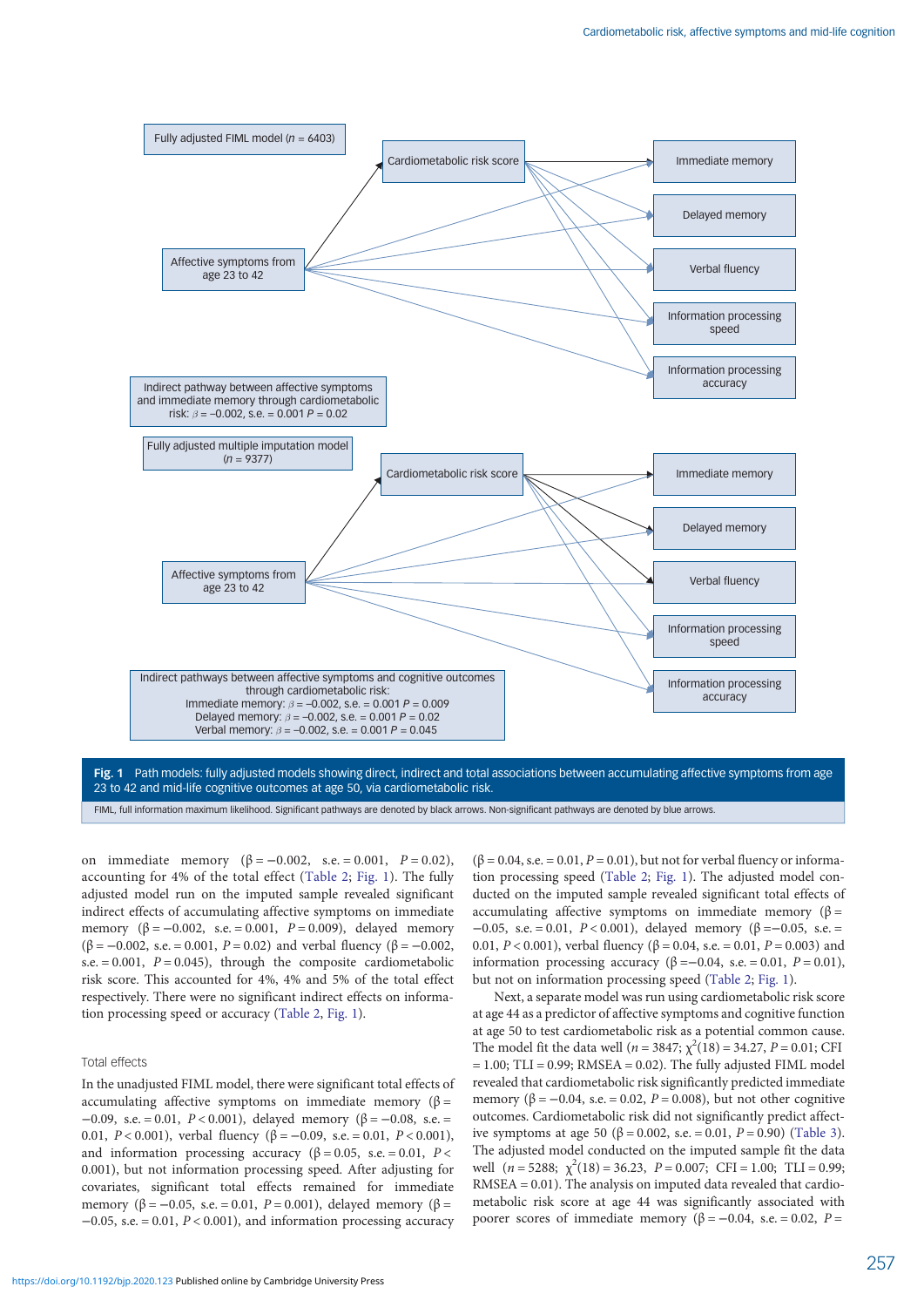Fully adjusted FIML model ($n$ = 6403)

Cardiometabolic risk score

Affective symptoms from age 23 to 42

Immediate memory

Delayed memory

Verbal fluency

Information processing speed

Information processing accuracy

Indirect pathway between affective symptoms and immediate memory through cardiometabolic risk: $\beta = -0.002$, s.e. = 0.001 $P = 0.02$

Fully adjusted multiple imputation model ($n$ = 9377)

Cardiometabolic risk score

Affective symptoms from age 23 to 42

Immediate memory

Delayed memory

Verbal fluency

Information processing speed

Information processing accuracy

Indirect pathways between affective symptoms and cognitive outcomes through cardiometabolic risk:
Immediate memory: $\beta = -0.002$, s.e. = 0.001 $P = 0.009$
Delayed memory: $\beta = -0.002$, s.e. = 0.001 $P = 0.02$
Verbal memory: $\beta = -0.002$, s.e. = 0.001 $P = 0.045$

**Fig. 1** Path models: fully adjusted models showing direct, indirect and total associations between accumulating affective symptoms from age 23 to 42 and mid-life cognitive outcomes at age 50, via cardiometabolic risk.

FIML, full information maximum likelihood. Significant pathways are denoted by black arrows. Non-significant pathways are denoted by blue arrows.

on immediate memory ($\beta = -0.002$, s.e. = 0.001, $P = 0.02$), accounting for 4% of the total effect (Table 2; Fig. 1). The fully adjusted model run on the imputed sample revealed significant indirect effects of accumulating affective symptoms on immediate memory ($\beta = -0.002$, s.e. = 0.001, $P = 0.009$), delayed memory ($\beta = -0.002$, s.e. = 0.001, $P = 0.02$) and verbal fluency ($\beta = -0.002$, s.e. = 0.001, $P = 0.045$), through the composite cardiometabolic risk score. This accounted for 4%, 4% and 5% of the total effect respectively. There were no significant indirect effects on information processing speed or accuracy (Table 2, Fig. 1).

### Total effects

In the unadjusted FIML model, there were significant total effects of accumulating affective symptoms on immediate memory ($\beta = -0.09$, s.e. = 0.01, $P < 0.001$), delayed memory ($\beta = -0.08$, s.e. = 0.01, $P < 0.001$), verbal fluency ($\beta = -0.09$, s.e. = 0.01, $P < 0.001$), and information processing accuracy ($\beta = 0.05$, s.e. = 0.01, $P < 0.001$), but not information processing speed. After adjusting for covariates, significant total effects remained for immediate memory ($\beta = -0.05$, s.e. = 0.01, $P = 0.001$), delayed memory ($\beta = -0.05$, s.e. = 0.01, $P < 0.001$), and information processing accuracy ($\beta = 0.04$, s.e. = 0.01, $P = 0.01$), but not for verbal fluency or information processing speed (Table 2; Fig. 1). The adjusted model conducted on the imputed sample revealed significant total effects of accumulating affective symptoms on immediate memory ($\beta = -0.05$, s.e. = 0.01, $P < 0.001$), delayed memory ($\beta = -0.05$, s.e. = 0.01, $P < 0.001$), verbal fluency ($\beta = 0.04$, s.e. = 0.01, $P = 0.003$) and information processing accuracy ($\beta = -0.04$, s.e. = 0.01, $P = 0.01$), but not on information processing speed (Table 2; Fig. 1).

Next, a separate model was run using cardiometabolic risk score at age 44 as a predictor of affective symptoms and cognitive function at age 50 to test cardiometabolic risk as a potential common cause. The model fit the data well ($n = 3847$; $\chi^2(18) = 34.27$, $P = 0.01$; CFI = 1.00; TLI = 0.99; RMSEA = 0.02). The fully adjusted FIML model revealed that cardiometabolic risk significantly predicted immediate memory ($\beta = -0.04$, s.e. = 0.02, $P = 0.008$), but not other cognitive outcomes. Cardiometabolic risk did not significantly predict affective symptoms at age 50 ($\beta = 0.002$, s.e. = 0.01, $P = 0.90$) (Table 3). The adjusted model conducted on the imputed sample fit the data well ($n = 5288$; $\chi^2(18) = 36.23$, $P = 0.007$; CFI = 1.00; TLI = 0.99; RMSEA = 0.01). The analysis on imputed data revealed that cardiometabolic risk score at age 44 was significantly associated with poorer scores of immediate memory ($\beta = -0.04$, s.e. = 0.02, $P =$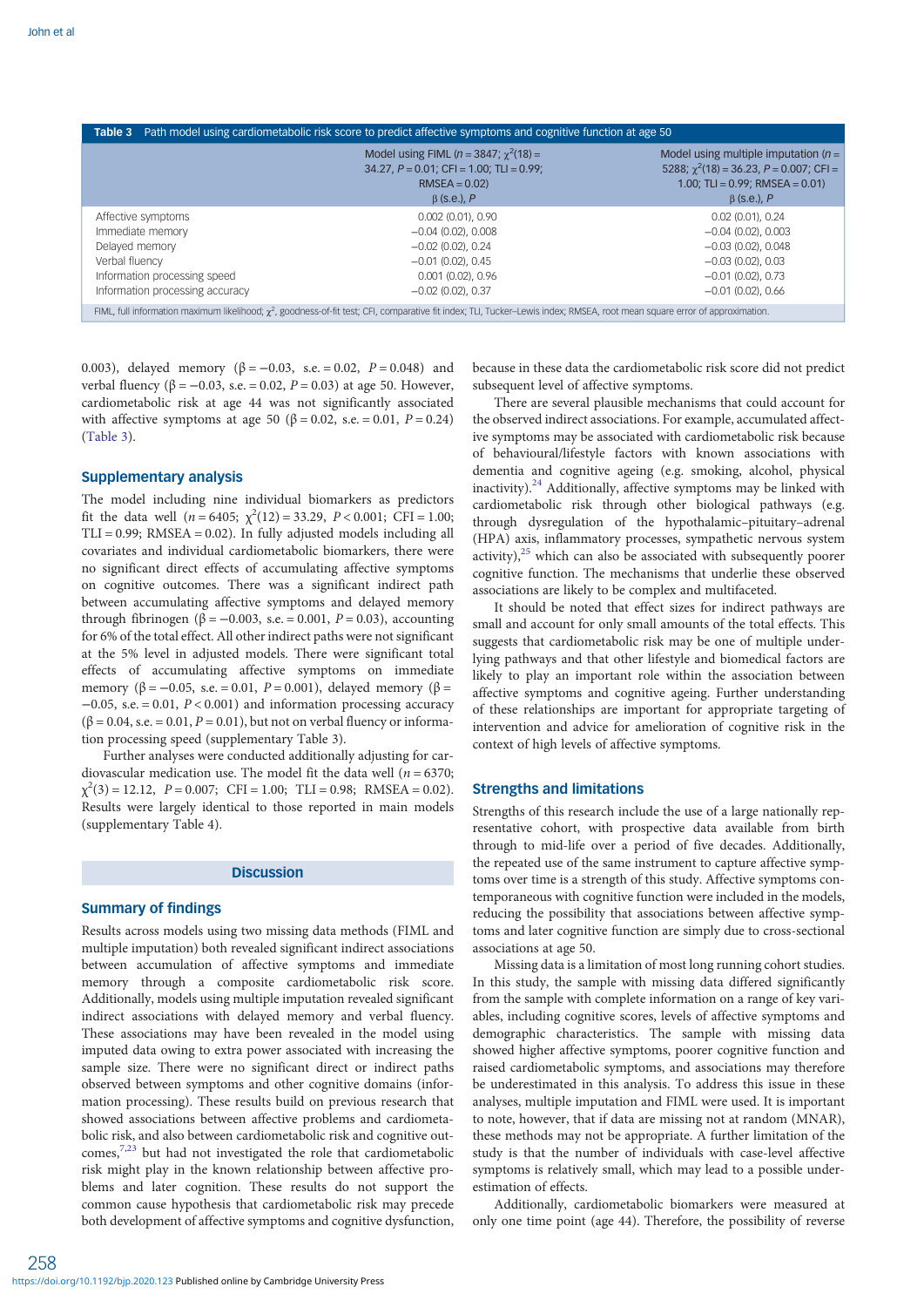**Table 3** Path model using cardiometabolic risk score to predict affective symptoms and cognitive function at age 50

| | Model using FIML ($n = 3847$; $\chi^2(18) = 34.27$, $P = 0.01$; CFI = 1.00; TLI = 0.99; RMSEA = 0.02) β (s.e.), *P* | Model using multiple imputation ($n = 5288$; $\chi^2(18) = 36.23$, $P = 0.007$; CFI = 1.00; TLI = 0.99; RMSEA = 0.01) β (s.e.), *P* |
|---|---|---|
| Affective symptoms | 0.002 (0.01), 0.90 | 0.02 (0.01), 0.24 |
| Immediate memory | −0.04 (0.02), 0.008 | −0.04 (0.02), 0.003 |
| Delayed memory | −0.02 (0.02), 0.24 | −0.03 (0.02), 0.048 |
| Verbal fluency | −0.01 (0.02), 0.45 | −0.03 (0.02), 0.03 |
| Information processing speed | 0.001 (0.02), 0.96 | −0.01 (0.02), 0.73 |
| Information processing accuracy | −0.02 (0.02), 0.37 | −0.01 (0.02), 0.66 |

FIML, full information maximum likelihood; $\chi^2$, goodness-of-fit test; CFI, comparative fit index; TLI, Tucker–Lewis index; RMSEA, root mean square error of approximation.

0.003), delayed memory (β = −0.03, s.e. = 0.02, $P = 0.048$) and verbal fluency (β = −0.03, s.e. = 0.02, $P = 0.03$) at age 50. However, cardiometabolic risk at age 44 was not significantly associated with affective symptoms at age 50 (β = 0.02, s.e. = 0.01, $P = 0.24$) (Table 3).

### Supplementary analysis

The model including nine individual biomarkers as predictors fit the data well ($n = 6405$; $\chi^2(12) = 33.29$, $P < 0.001$; CFI = 1.00; TLI = 0.99; RMSEA = 0.02). In fully adjusted models including all covariates and individual cardiometabolic biomarkers, there were no significant direct effects of accumulating affective symptoms on cognitive outcomes. There was a significant indirect path between accumulating affective symptoms and delayed memory through fibrinogen (β = −0.003, s.e. = 0.001, $P = 0.03$), accounting for 6% of the total effect. All other indirect paths were not significant at the 5% level in adjusted models. There were significant total effects of accumulating affective symptoms on immediate memory (β = −0.05, s.e. = 0.01, $P = 0.001$), delayed memory (β = −0.05, s.e. = 0.01, $P < 0.001$) and information processing accuracy (β = 0.04, s.e. = 0.01, $P = 0.01$), but not on verbal fluency or information processing speed (supplementary Table 3).

Further analyses were conducted additionally adjusting for cardiovascular medication use. The model fit the data well ($n = 6370$; $\chi^2(3) = 12.12$, $P = 0.007$; CFI = 1.00; TLI = 0.98; RMSEA = 0.02). Results were largely identical to those reported in main models (supplementary Table 4).

## Discussion

### Summary of findings

Results across models using two missing data methods (FIML and multiple imputation) both revealed significant indirect associations between accumulation of affective symptoms and immediate memory through a composite cardiometabolic risk score. Additionally, models using multiple imputation revealed significant indirect associations with delayed memory and verbal fluency. These associations may have been revealed in the model using imputed data owing to extra power associated with increasing the sample size. There were no significant direct or indirect paths observed between symptoms and other cognitive domains (information processing). These results build on previous research that showed associations between affective problems and cardiometabolic risk, and also between cardiometabolic risk and cognitive outcomes,[7,23] but had not investigated the role that cardiometabolic risk might play in the known relationship between affective problems and later cognition. These results do not support the common cause hypothesis that cardiometabolic risk may precede both development of affective symptoms and cognitive dysfunction, because in these data the cardiometabolic risk score did not predict subsequent level of affective symptoms.

There are several plausible mechanisms that could account for the observed indirect associations. For example, accumulated affective symptoms may be associated with cardiometabolic risk because of behavioural/lifestyle factors with known associations with dementia and cognitive ageing (e.g. smoking, alcohol, physical inactivity).[24] Additionally, affective symptoms may be linked with cardiometabolic risk through other biological pathways (e.g. through dysregulation of the hypothalamic–pituitary–adrenal (HPA) axis, inflammatory processes, sympathetic nervous system activity),[25] which can also be associated with subsequently poorer cognitive function. The mechanisms that underlie these observed associations are likely to be complex and multifaceted.

It should be noted that effect sizes for indirect pathways are small and account for only small amounts of the total effects. This suggests that cardiometabolic risk may be one of multiple underlying pathways and that other lifestyle and biomedical factors are likely to play an important role within the association between affective symptoms and cognitive ageing. Further understanding of these relationships are important for appropriate targeting of intervention and advice for amelioration of cognitive risk in the context of high levels of affective symptoms.

### Strengths and limitations

Strengths of this research include the use of a large nationally representative cohort, with prospective data available from birth through to mid-life over a period of five decades. Additionally, the repeated use of the same instrument to capture affective symptoms over time is a strength of this study. Affective symptoms contemporaneous with cognitive function were included in the models, reducing the possibility that associations between affective symptoms and later cognitive function are simply due to cross-sectional associations at age 50.

Missing data is a limitation of most long running cohort studies. In this study, the sample with missing data differed significantly from the sample with complete information on a range of key variables, including cognitive scores, levels of affective symptoms and demographic characteristics. The sample with missing data showed higher affective symptoms, poorer cognitive function and raised cardiometabolic symptoms, and associations may therefore be underestimated in this analysis. To address this issue in these analyses, multiple imputation and FIML were used. It is important to note, however, that if data are missing not at random (MNAR), these methods may not be appropriate. A further limitation of the study is that the number of individuals with case-level affective symptoms is relatively small, which may lead to a possible underestimation of effects.

Additionally, cardiometabolic biomarkers were measured at only one time point (age 44). Therefore, the possibility of reverse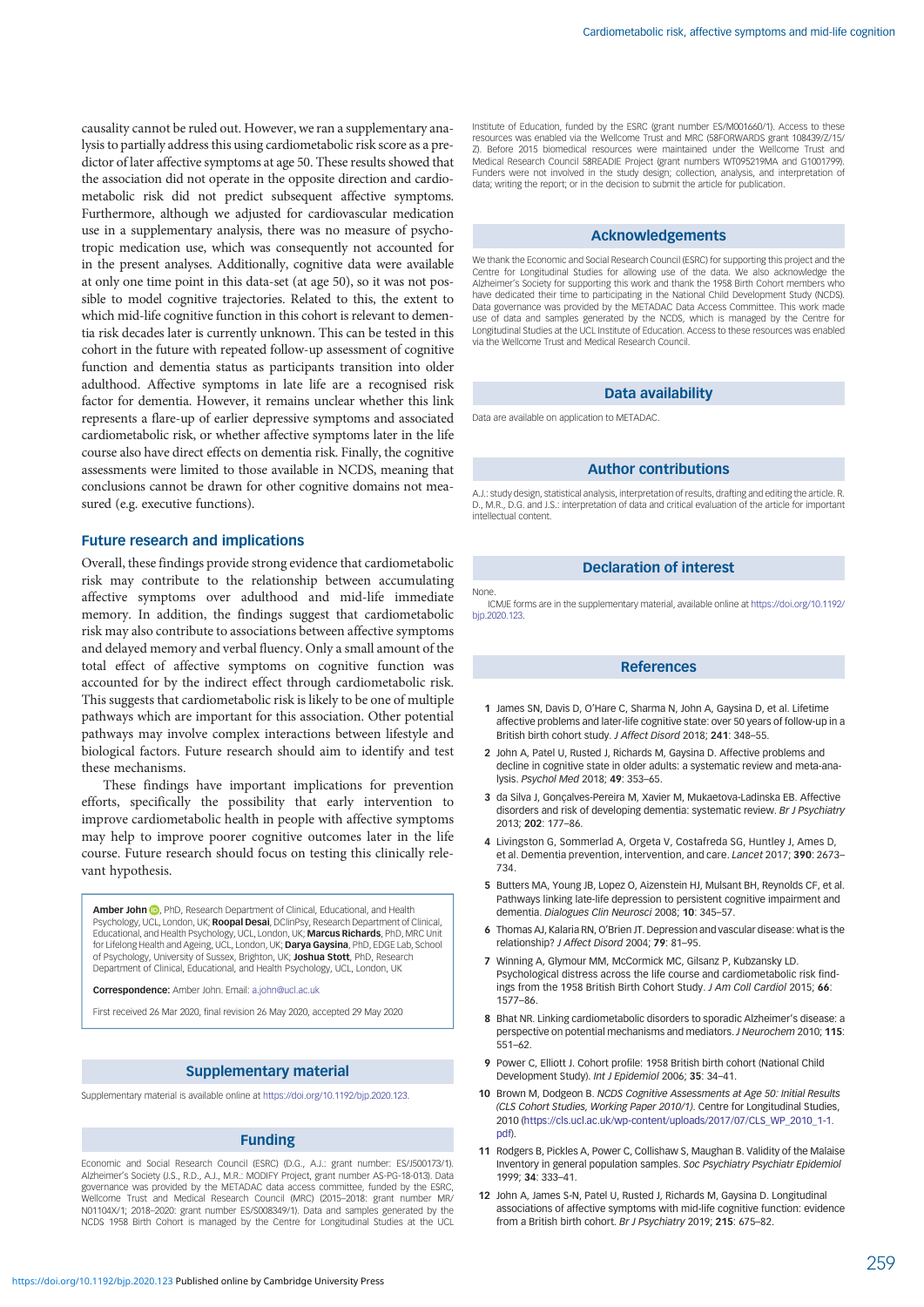causality cannot be ruled out. However, we ran a supplementary analysis to partially address this using cardiometabolic risk score as a predictor of later affective symptoms at age 50. These results showed that the association did not operate in the opposite direction and cardiometabolic risk did not predict subsequent affective symptoms. Furthermore, although we adjusted for cardiovascular medication use in a supplementary analysis, there was no measure of psychotropic medication use, which was consequently not accounted for in the present analyses. Additionally, cognitive data were available at only one time point in this data-set (at age 50), so it was not possible to model cognitive trajectories. Related to this, the extent to which mid-life cognitive function in this cohort is relevant to dementia risk decades later is currently unknown. This can be tested in this cohort in the future with repeated follow-up assessment of cognitive function and dementia status as participants transition into older adulthood. Affective symptoms in late life are a recognised risk factor for dementia. However, it remains unclear whether this link represents a flare-up of earlier depressive symptoms and associated cardiometabolic risk, or whether affective symptoms later in the life course also have direct effects on dementia risk. Finally, the cognitive assessments were limited to those available in NCDS, meaning that conclusions cannot be drawn for other cognitive domains not measured (e.g. executive functions).

## Future research and implications

Overall, these findings provide strong evidence that cardiometabolic risk may contribute to the relationship between accumulating affective symptoms over adulthood and mid-life immediate memory. In addition, the findings suggest that cardiometabolic risk may also contribute to associations between affective symptoms and delayed memory and verbal fluency. Only a small amount of the total effect of affective symptoms on cognitive function was accounted for by the indirect effect through cardiometabolic risk. This suggests that cardiometabolic risk is likely to be one of multiple pathways which are important for this association. Other potential pathways may involve complex interactions between lifestyle and biological factors. Future research should aim to identify and test these mechanisms.

These findings have important implications for prevention efforts, specifically the possibility that early intervention to improve cardiometabolic health in people with affective symptoms may help to improve poorer cognitive outcomes later in the life course. Future research should focus on testing this clinically relevant hypothesis.

**Amber John**, PhD, Research Department of Clinical, Educational, and Health Psychology, UCL, London, UK; **Roopal Desai**, DClinPsy, Research Department of Clinical, Educational, and Health Psychology, UCL, London, UK; **Marcus Richards**, PhD, MRC Unit for Lifelong Health and Ageing, UCL, London, UK; **Darya Gaysina**, PhD, EDGE Lab, School of Psychology, University of Sussex, Brighton, UK; **Joshua Stott**, PhD, Research Department of Clinical, Educational, and Health Psychology, UCL, London, UK

**Correspondence:** Amber John. Email: a.john@ucl.ac.uk

First received 26 Mar 2020, final revision 26 May 2020, accepted 29 May 2020

## Supplementary material

Supplementary material is available online at https://doi.org/10.1192/bjp.2020.123.

## Funding

Economic and Social Research Council (ESRC) (D.G., A.J.: grant number: ES/J500173/1). Alzheimer's Society (J.S., R.D., A.J., M.R.: MODIFY Project, grant number AS-PG-18-013). Data governance was provided by the METADAC data access committee, funded by the ESRC, Wellcome Trust and Medical Research Council (MRC) (2015–2018: grant number MR/N01104X/1; 2018–2020: grant number ES/S008349/1). Data and samples generated by the NCDS 1958 Birth Cohort is managed by the Centre for Longitudinal Studies at the UCL Institute of Education, funded by the ESRC (grant number ES/M001660/1). Access to these resources was enabled via the Wellcome Trust and MRC (58FORWARDS grant 108439/Z/15/Z). Before 2015 biomedical resources were maintained under the Wellcome Trust and Medical Research Council 58READIE Project (grant numbers WT095219MA and G1001799). Funders were not involved in the study design; collection, analysis, and interpretation of data; writing the report; or in the decision to submit the article for publication.

## Acknowledgements

We thank the Economic and Social Research Council (ESRC) for supporting this project and the Centre for Longitudinal Studies for allowing use of the data. We also acknowledge the Alzheimer's Society for supporting this work and thank the 1958 Birth Cohort members who have dedicated their time to participating in the National Child Development Study (NCDS). Data governance was provided by the METADAC Data Access Committee. This work made use of data and samples generated by the NCDS, which is managed by the Centre for Longitudinal Studies at the UCL Institute of Education. Access to these resources was enabled via the Wellcome Trust and Medical Research Council.

## Data availability

Data are available on application to METADAC.

## Author contributions

A.J.: study design, statistical analysis, interpretation of results, drafting and editing the article. R. D., M.R., D.G. and J.S.: interpretation of data and critical evaluation of the article for important intellectual content.

## Declaration of interest

None.

ICMJE forms are in the supplementary material, available online at https://doi.org/10.1192/bjp.2020.123.

## References

1. James SN, Davis D, O'Hare C, Sharma N, John A, Gaysina D, et al. Lifetime affective problems and later-life cognitive state: over 50 years of follow-up in a British birth cohort study. *J Affect Disord* 2018; **241**: 348–55.
2. John A, Patel U, Rusted J, Richards M, Gaysina D. Affective problems and decline in cognitive state in older adults: a systematic review and meta-analysis. *Psychol Med* 2018; **49**: 353–65.
3. da Silva J, Gonçalves-Pereira M, Xavier M, Mukaetova-Ladinska EB. Affective disorders and risk of developing dementia: systematic review. *Br J Psychiatry* 2013; **202**: 177–86.
4. Livingston G, Sommerlad A, Orgeta V, Costafreda SG, Huntley J, Ames D, et al. Dementia prevention, intervention, and care. *Lancet* 2017; **390**: 2673–734.
5. Butters MA, Young JB, Lopez O, Aizenstein HJ, Mulsant BH, Reynolds CF, et al. Pathways linking late-life depression to persistent cognitive impairment and dementia. *Dialogues Clin Neurosci* 2008; **10**: 345–57.
6. Thomas AJ, Kalaria RN, O'Brien JT. Depression and vascular disease: what is the relationship? *J Affect Disord* 2004; **79**: 81–95.
7. Winning A, Glymour MM, McCormick MC, Gilsanz P, Kubzansky LD. Psychological distress across the life course and cardiometabolic risk findings from the 1958 British Birth Cohort Study. *J Am Coll Cardiol* 2015; **66**: 1577–86.
8. Bhat NR. Linking cardiometabolic disorders to sporadic Alzheimer's disease: a perspective on potential mechanisms and mediators. *J Neurochem* 2010; **115**: 551–62.
9. Power C, Elliott J. Cohort profile: 1958 British birth cohort (National Child Development Study). *Int J Epidemiol* 2006; **35**: 34–41.
10. Brown M, Dodgeon B. *NCDS Cognitive Assessments at Age 50: Initial Results (CLS Cohort Studies, Working Paper 2010/1)*. Centre for Longitudinal Studies, 2010 (https://cls.ucl.ac.uk/wp-content/uploads/2017/07/CLS_WP_2010_1-1.pdf).
11. Rodgers B, Pickles A, Power C, Collishaw S, Maughan B. Validity of the Malaise Inventory in general population samples. *Soc Psychiatry Psychiatr Epidemiol* 1999; **34**: 333–41.
12. John A, James S-N, Patel U, Rusted J, Richards M, Gaysina D. Longitudinal associations of affective symptoms with mid-life cognitive function: evidence from a British birth cohort. *Br J Psychiatry* 2019; **215**: 675–82.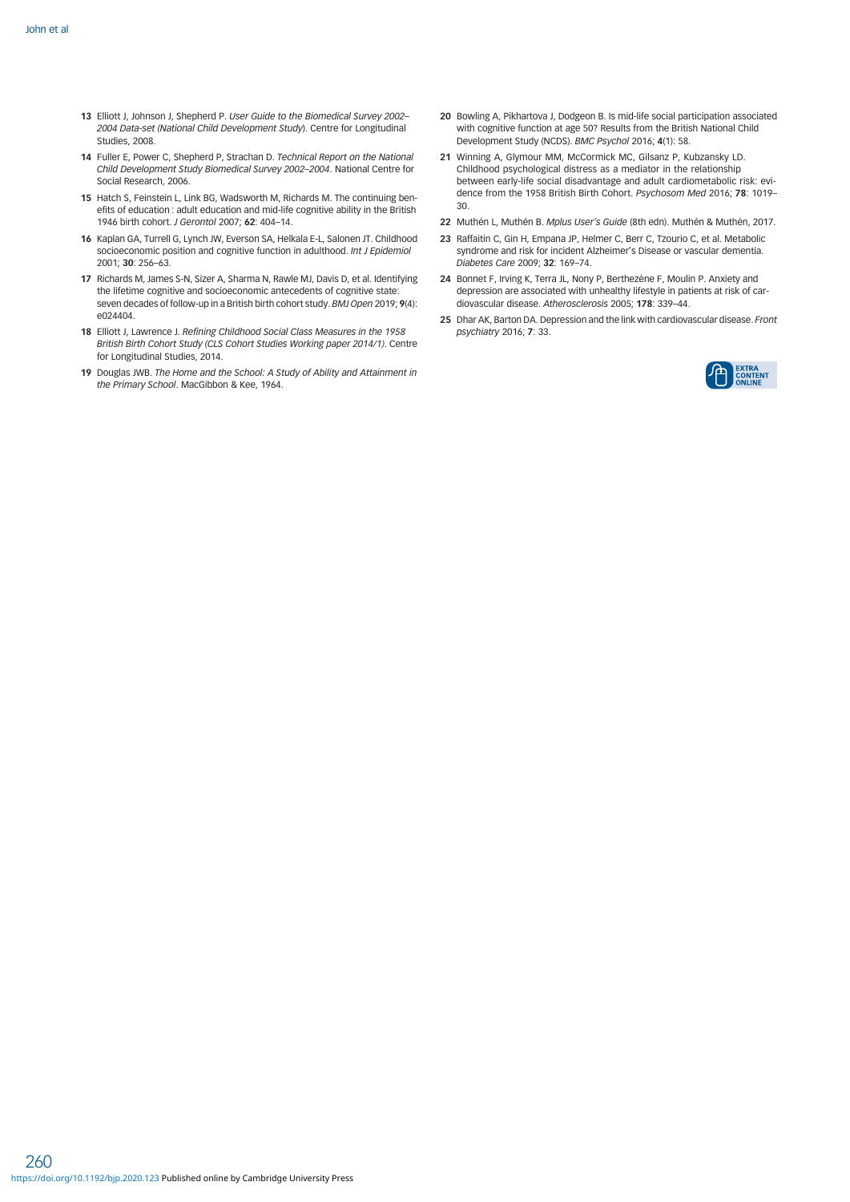13 Elliott J, Johnson J, Shepherd P. *User Guide to the Biomedical Survey 2002–2004 Data-set (National Child Development Study)*. Centre for Longitudinal Studies, 2008.

14 Fuller E, Power C, Shepherd P, Strachan D. *Technical Report on the National Child Development Study Biomedical Survey 2002–2004*. National Centre for Social Research, 2006.

15 Hatch S, Feinstein L, Link BG, Wadsworth M, Richards M. The continuing benefits of education : adult education and mid-life cognitive ability in the British 1946 birth cohort. *J Gerontol* 2007; **62**: 404–14.

16 Kaplan GA, Turrell G, Lynch JW, Everson SA, Helkala E-L, Salonen JT. Childhood socioeconomic position and cognitive function in adulthood. *Int J Epidemiol* 2001; **30**: 256–63.

17 Richards M, James S-N, Sizer A, Sharma N, Rawle MJ, Davis D, et al. Identifying the lifetime cognitive and socioeconomic antecedents of cognitive state: seven decades of follow-up in a British birth cohort study. *BMJ Open* 2019; **9**(4): e024404.

18 Elliott J, Lawrence J. *Refining Childhood Social Class Measures in the 1958 British Birth Cohort Study (CLS Cohort Studies Working paper 2014/1)*. Centre for Longitudinal Studies, 2014.

19 Douglas JWB. *The Home and the School: A Study of Ability and Attainment in the Primary School*. MacGibbon & Kee, 1964.

20 Bowling A, Pikhartova J, Dodgeon B. Is mid-life social participation associated with cognitive function at age 50? Results from the British National Child Development Study (NCDS). *BMC Psychol* 2016; **4**(1): 58.

21 Winning A, Glymour MM, McCormick MC, Gilsanz P, Kubzansky LD. Childhood psychological distress as a mediator in the relationship between early-life social disadvantage and adult cardiometabolic risk: evidence from the 1958 British Birth Cohort. *Psychosom Med* 2016; **78**: 1019–30.

22 Muthén L, Muthén B. *Mplus User's Guide* (8th edn). Muthén & Muthén, 2017.

23 Raffaitin C, Gin H, Empana JP, Helmer C, Berr C, Tzourio C, et al. Metabolic syndrome and risk for incident Alzheimer's Disease or vascular dementia. *Diabetes Care* 2009; **32**: 169–74.

24 Bonnet F, Irving K, Terra JL, Nony P, Berthezène F, Moulin P. Anxiety and depression are associated with unhealthy lifestyle in patients at risk of cardiovascular disease. *Atherosclerosis* 2005; **178**: 339–44.

25 Dhar AK, Barton DA. Depression and the link with cardiovascular disease. *Front psychiatry* 2016; **7**: 33.

EXTRA CONTENT ONLINE